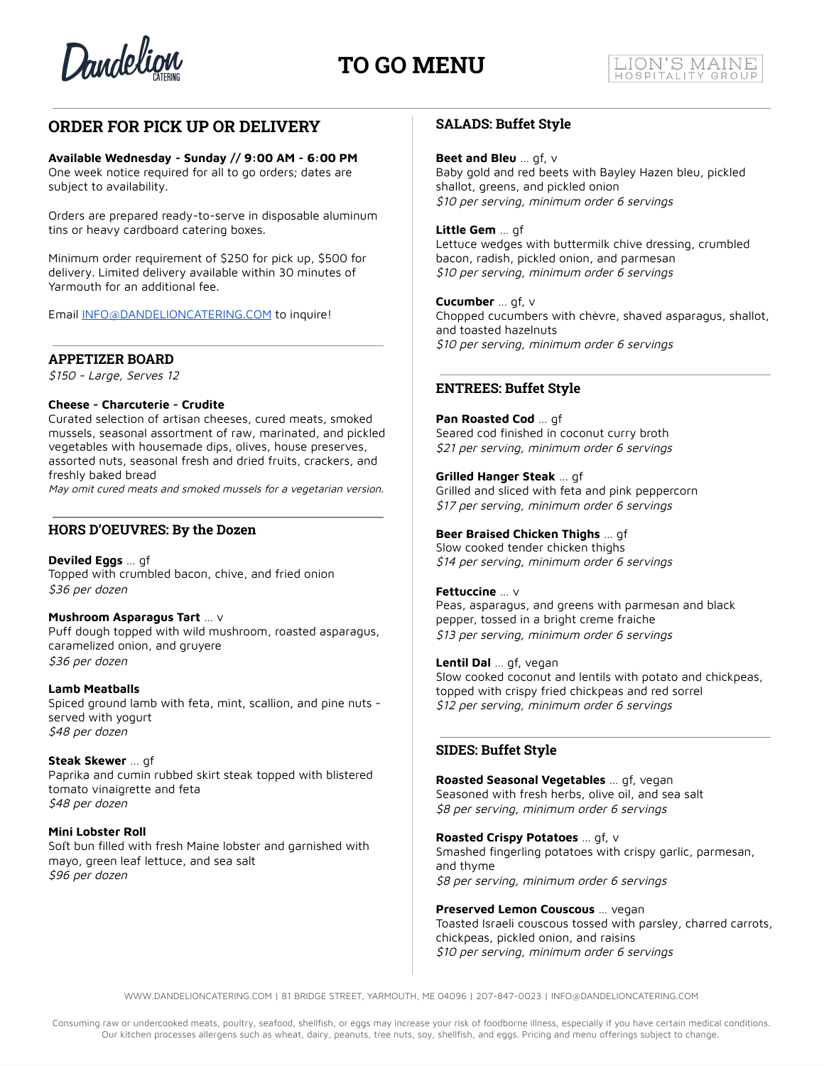Dandelion CATERING

# TO GO MENU

LION'S MAINE HOSPITALITY GROUP

## ORDER FOR PICK UP OR DELIVERY

**Available Wednesday - Sunday // 9:00 AM - 6:00 PM**
One week notice required for all to go orders; dates are subject to availability.

Orders are prepared ready-to-serve in disposable aluminum tins or heavy cardboard catering boxes.

Minimum order requirement of $250 for pick up, $500 for delivery. Limited delivery available within 30 minutes of Yarmouth for an additional fee.

Email INFO@DANDELIONCATERING.COM to inquire!

## APPETIZER BOARD

*$150 - Large, Serves 12*

**Cheese - Charcuterie - Crudite**
Curated selection of artisan cheeses, cured meats, smoked mussels, seasonal assortment of raw, marinated, and pickled vegetables with housemade dips, olives, house preserves, assorted nuts, seasonal fresh and dried fruits, crackers, and freshly baked bread
*May omit cured meats and smoked mussels for a vegetarian version.*

## HORS D'OEUVRES: By the Dozen

**Deviled Eggs** … gf
Topped with crumbled bacon, chive, and fried onion
*$36 per dozen*

**Mushroom Asparagus Tart** … v
Puff dough topped with wild mushroom, roasted asparagus, caramelized onion, and gruyere
*$36 per dozen*

**Lamb Meatballs**
Spiced ground lamb with feta, mint, scallion, and pine nuts - served with yogurt
*$48 per dozen*

**Steak Skewer** … gf
Paprika and cumin rubbed skirt steak topped with blistered tomato vinaigrette and feta
*$48 per dozen*

**Mini Lobster Roll**
Soft bun filled with fresh Maine lobster and garnished with mayo, green leaf lettuce, and sea salt
*$96 per dozen*

## SALADS: Buffet Style

**Beet and Bleu** … gf, v
Baby gold and red beets with Bayley Hazen bleu, pickled shallot, greens, and pickled onion
*$10 per serving, minimum order 6 servings*

**Little Gem** … gf
Lettuce wedges with buttermilk chive dressing, crumbled bacon, radish, pickled onion, and parmesan
*$10 per serving, minimum order 6 servings*

**Cucumber** … gf, v
Chopped cucumbers with chèvre, shaved asparagus, shallot, and toasted hazelnuts
*$10 per serving, minimum order 6 servings*

## ENTREES: Buffet Style

**Pan Roasted Cod** … gf
Seared cod finished in coconut curry broth
*$21 per serving, minimum order 6 servings*

**Grilled Hanger Steak** … gf
Grilled and sliced with feta and pink peppercorn
*$17 per serving, minimum order 6 servings*

**Beer Braised Chicken Thighs** … gf
Slow cooked tender chicken thighs
*$14 per serving, minimum order 6 servings*

**Fettuccine** … v
Peas, asparagus, and greens with parmesan and black pepper, tossed in a bright creme fraiche
*$13 per serving, minimum order 6 servings*

**Lentil Dal** … gf, vegan
Slow cooked coconut and lentils with potato and chickpeas, topped with crispy fried chickpeas and red sorrel
*$12 per serving, minimum order 6 servings*

## SIDES: Buffet Style

**Roasted Seasonal Vegetables** … gf, vegan
Seasoned with fresh herbs, olive oil, and sea salt
*$8 per serving, minimum order 6 servings*

**Roasted Crispy Potatoes** … gf, v
Smashed fingerling potatoes with crispy garlic, parmesan, and thyme
*$8 per serving, minimum order 6 servings*

**Preserved Lemon Couscous** … vegan
Toasted Israeli couscous tossed with parsley, charred carrots, chickpeas, pickled onion, and raisins
*$10 per serving, minimum order 6 servings*

WWW.DANDELIONCATERING.COM | 81 BRIDGE STREET, YARMOUTH, ME 04096 | 207-847-0023 | INFO@DANDELIONCATERING.COM

Consuming raw or undercooked meats, poultry, seafood, shellfish, or eggs may increase your risk of foodborne illness, especially if you have certain medical conditions. Our kitchen processes allergens such as wheat, dairy, peanuts, tree nuts, soy, shellfish, and eggs. Pricing and menu offerings subject to change.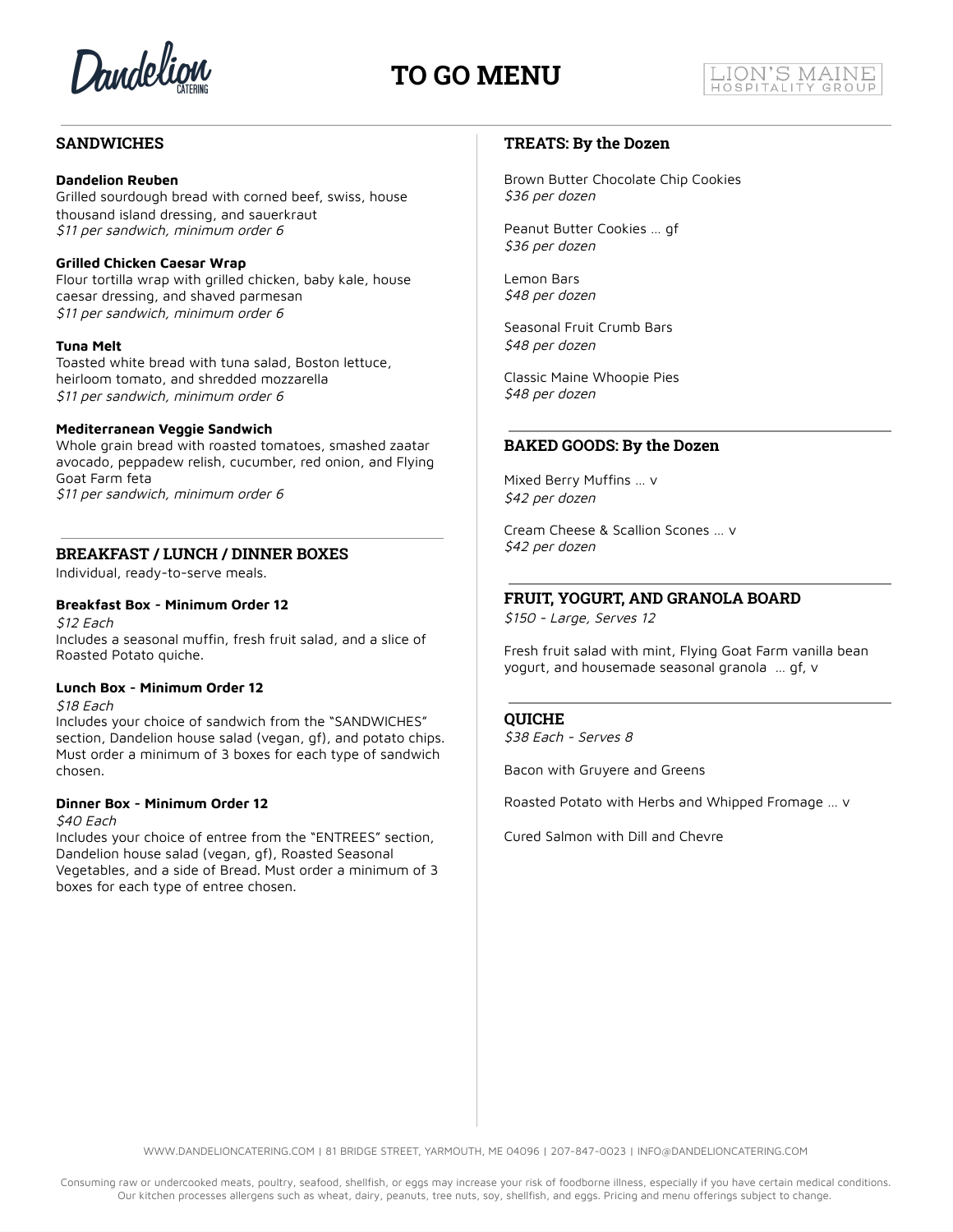# TO GO MENU

## SANDWICHES

**Dandelion Reuben**
Grilled sourdough bread with corned beef, swiss, house thousand island dressing, and sauerkraut
*$11 per sandwich, minimum order 6*

**Grilled Chicken Caesar Wrap**
Flour tortilla wrap with grilled chicken, baby kale, house caesar dressing, and shaved parmesan
*$11 per sandwich, minimum order 6*

**Tuna Melt**
Toasted white bread with tuna salad, Boston lettuce, heirloom tomato, and shredded mozzarella
*$11 per sandwich, minimum order 6*

**Mediterranean Veggie Sandwich**
Whole grain bread with roasted tomatoes, smashed zaatar avocado, peppadew relish, cucumber, red onion, and Flying Goat Farm feta
*$11 per sandwich, minimum order 6*

## BREAKFAST / LUNCH / DINNER BOXES

Individual, ready-to-serve meals.

**Breakfast Box - Minimum Order 12**
*$12 Each*
Includes a seasonal muffin, fresh fruit salad, and a slice of Roasted Potato quiche.

**Lunch Box - Minimum Order 12**
*$18 Each*
Includes your choice of sandwich from the "SANDWICHES" section, Dandelion house salad (vegan, gf), and potato chips. Must order a minimum of 3 boxes for each type of sandwich chosen.

**Dinner Box - Minimum Order 12**
*$40 Each*
Includes your choice of entree from the "ENTREES" section, Dandelion house salad (vegan, gf), Roasted Seasonal Vegetables, and a side of Bread. Must order a minimum of 3 boxes for each type of entree chosen.

## TREATS: By the Dozen

Brown Butter Chocolate Chip Cookies
*$36 per dozen*

Peanut Butter Cookies … gf
*$36 per dozen*

Lemon Bars
*$48 per dozen*

Seasonal Fruit Crumb Bars
*$48 per dozen*

Classic Maine Whoopie Pies
*$48 per dozen*

## BAKED GOODS: By the Dozen

Mixed Berry Muffins … v
*$42 per dozen*

Cream Cheese & Scallion Scones … v
*$42 per dozen*

## FRUIT, YOGURT, AND GRANOLA BOARD

*$150 - Large, Serves 12*

Fresh fruit salad with mint, Flying Goat Farm vanilla bean yogurt, and housemade seasonal granola … gf, v

## QUICHE

*$38 Each - Serves 8*

Bacon with Gruyere and Greens

Roasted Potato with Herbs and Whipped Fromage … v

Cured Salmon with Dill and Chevre

WWW.DANDELIONCATERING.COM | 81 BRIDGE STREET, YARMOUTH, ME 04096 | 207-847-0023 | INFO@DANDELIONCATERING.COM

Consuming raw or undercooked meats, poultry, seafood, shellfish, or eggs may increase your risk of foodborne illness, especially if you have certain medical conditions. Our kitchen processes allergens such as wheat, dairy, peanuts, tree nuts, soy, shellfish, and eggs. Pricing and menu offerings subject to change.